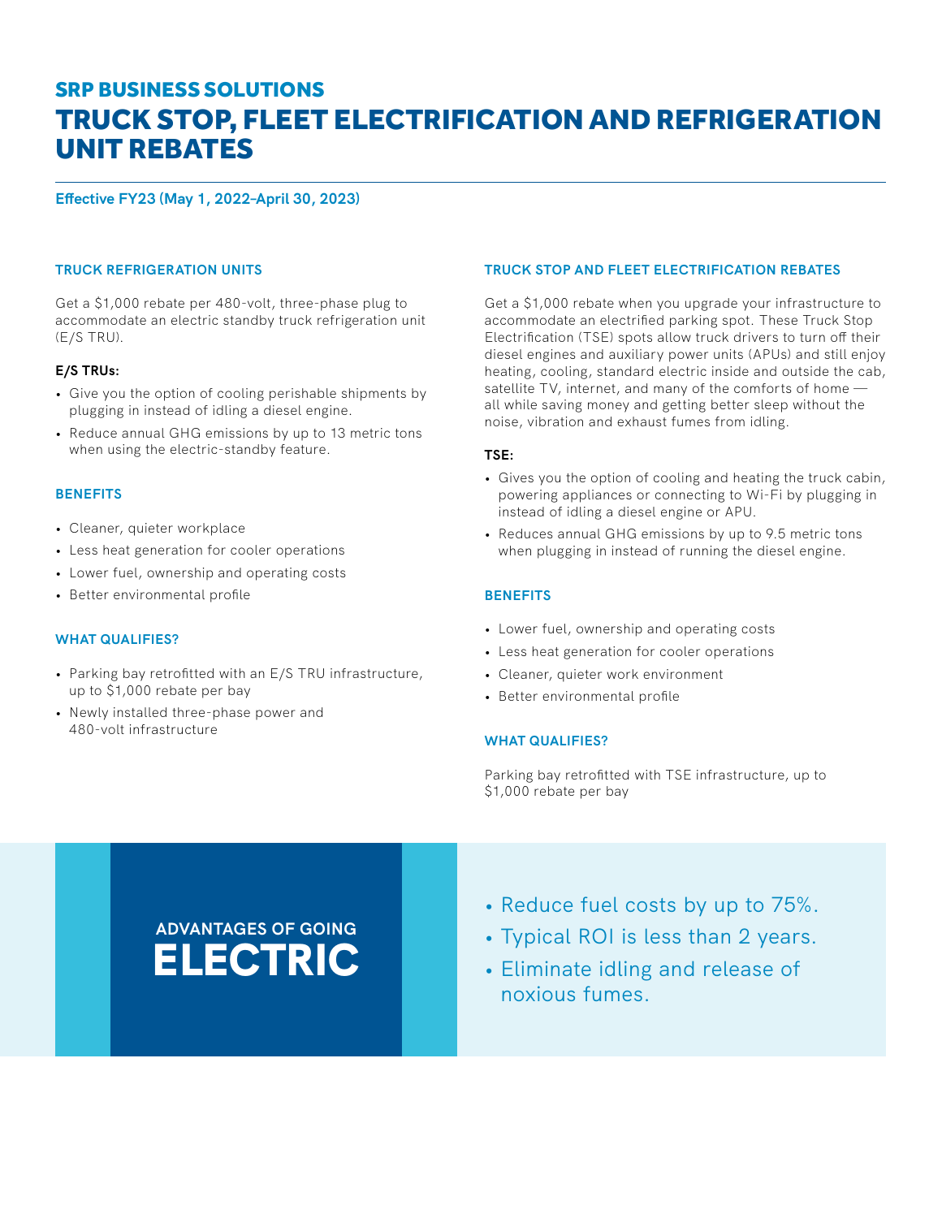## SRP BUSINESS SOLUTIONS

# TRUCK STOP, FLEET ELECTRIFICATION AND REFRIGERATION UNIT REBATES

**Effective FY23 (May 1, 2022–April 30, 2023)**

### TRUCK REFRIGERATION UNITS

Get a $1,000 rebate per 480-volt, three-phase plug to accommodate an electric standby truck refrigeration unit (E/S TRU).

**E/S TRUs:**

- Give you the option of cooling perishable shipments by plugging in instead of idling a diesel engine.
- Reduce annual GHG emissions by up to 13 metric tons when using the electric-standby feature.

### BENEFITS

- Cleaner, quieter workplace
- Less heat generation for cooler operations
- Lower fuel, ownership and operating costs
- Better environmental profile

### WHAT QUALIFIES?

- Parking bay retrofitted with an E/S TRU infrastructure, up to $1,000 rebate per bay
- Newly installed three-phase power and 480-volt infrastructure

### TRUCK STOP AND FLEET ELECTRIFICATION REBATES

Get a $1,000 rebate when you upgrade your infrastructure to accommodate an electrified parking spot. These Truck Stop Electrification (TSE) spots allow truck drivers to turn off their diesel engines and auxiliary power units (APUs) and still enjoy heating, cooling, standard electric inside and outside the cab, satellite TV, internet, and many of the comforts of home — all while saving money and getting better sleep without the noise, vibration and exhaust fumes from idling.

**TSE:**

- Gives you the option of cooling and heating the truck cabin, powering appliances or connecting to Wi-Fi by plugging in instead of idling a diesel engine or APU.
- Reduces annual GHG emissions by up to 9.5 metric tons when plugging in instead of running the diesel engine.

### BENEFITS

- Lower fuel, ownership and operating costs
- Less heat generation for cooler operations
- Cleaner, quieter work environment
- Better environmental profile

### WHAT QUALIFIES?

Parking bay retrofitted with TSE infrastructure, up to $1,000 rebate per bay

## ADVANTAGES OF GOING ELECTRIC

- Reduce fuel costs by up to 75%.
- Typical ROI is less than 2 years.
- Eliminate idling and release of noxious fumes.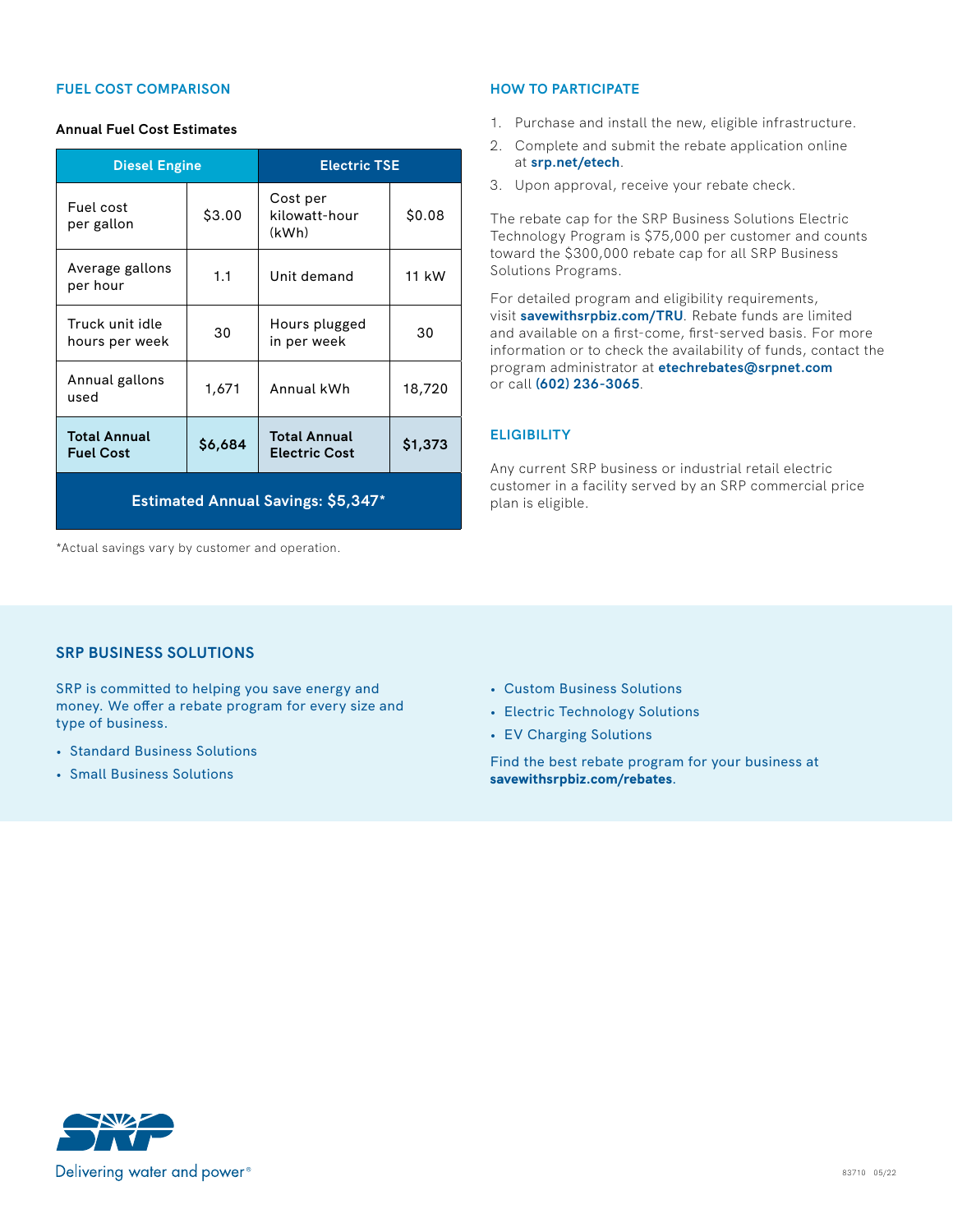## FUEL COST COMPARISON

**Annual Fuel Cost Estimates**

| Diesel Engine | | Electric TSE | |
|---|---|---|---|
| Fuel cost per gallon | $3.00 | Cost per kilowatt-hour (kWh) | $0.08 |
| Average gallons per hour | 1.1 | Unit demand | 11 kW |
| Truck unit idle hours per week | 30 | Hours plugged in per week | 30 |
| Annual gallons used | 1,671 | Annual kWh | 18,720 |
| **Total Annual Fuel Cost** | **$6,684** | **Total Annual Electric Cost** | **$1,373** |
| **Estimated Annual Savings: $5,347*** | | | |

*Actual savings vary by customer and operation.

## HOW TO PARTICIPATE

1. Purchase and install the new, eligible infrastructure.
2. Complete and submit the rebate application online at **srp.net/etech**.
3. Upon approval, receive your rebate check.

The rebate cap for the SRP Business Solutions Electric Technology Program is $75,000 per customer and counts toward the $300,000 rebate cap for all SRP Business Solutions Programs.

For detailed program and eligibility requirements, visit **savewithsrpbiz.com/TRU**. Rebate funds are limited and available on a first-come, first-served basis. For more information or to check the availability of funds, contact the program administrator at **etechrebates@srpnet.com** or call **(602) 236-3065**.

## ELIGIBILITY

Any current SRP business or industrial retail electric customer in a facility served by an SRP commercial price plan is eligible.

## SRP BUSINESS SOLUTIONS

SRP is committed to helping you save energy and money. We offer a rebate program for every size and type of business.

- Standard Business Solutions
- Small Business Solutions
- Custom Business Solutions
- Electric Technology Solutions
- EV Charging Solutions

Find the best rebate program for your business at **savewithsrpbiz.com/rebates**.

Delivering water and power®

83710 05/22